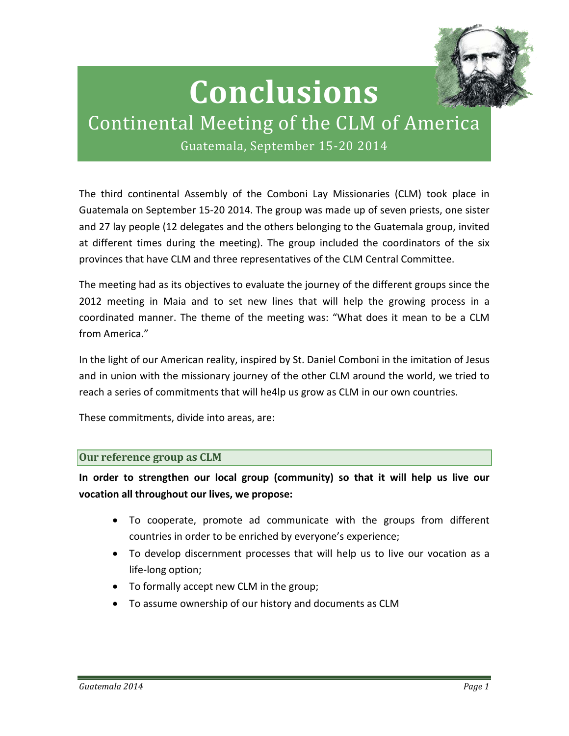# Conclusions

## Continental Meeting of the CLM of America

Guatemala, September 15-20 2014

The third continental Assembly of the Comboni Lay Missionaries (CLM) took place in Guatemala on September 15-20 2014. The group was made up of seven priests, one sister and 27 lay people (12 delegates and the others belonging to the Guatemala group, invited at different times during the meeting). The group included the coordinators of the six provinces that have CLM and three representatives of the CLM Central Committee.

The meeting had as its objectives to evaluate the journey of the different groups since the 2012 meeting in Maia and to set new lines that will help the growing process in a coordinated manner. The theme of the meeting was: "What does it mean to be a CLM from America."

In the light of our American reality, inspired by St. Daniel Comboni in the imitation of Jesus and in union with the missionary journey of the other CLM around the world, we tried to reach a series of commitments that will he4lp us grow as CLM in our own countries.

These commitments, divide into areas, are:

### Our reference group as CLM

**In order to strengthen our local group (community) so that it will help us live our vocation all throughout our lives, we propose:**

- To cooperate, promote ad communicate with the groups from different countries in order to be enriched by everyone's experience;
- To develop discernment processes that will help us to live our vocation as a life-long option;
- To formally accept new CLM in the group;
- To assume ownership of our history and documents as CLM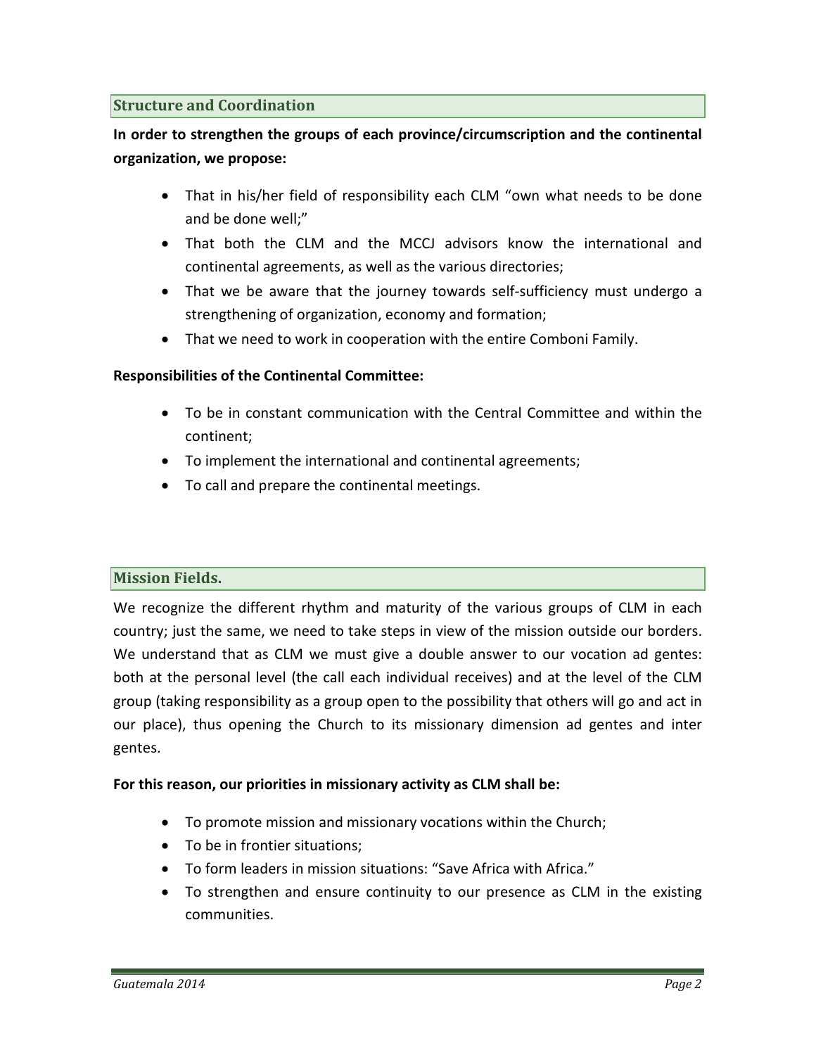## Structure and Coordination

**In order to strengthen the groups of each province/circumscription and the continental organization, we propose:**

- That in his/her field of responsibility each CLM "own what needs to be done and be done well;"
- That both the CLM and the MCCJ advisors know the international and continental agreements, as well as the various directories;
- That we be aware that the journey towards self-sufficiency must undergo a strengthening of organization, economy and formation;
- That we need to work in cooperation with the entire Comboni Family.

**Responsibilities of the Continental Committee:**

- To be in constant communication with the Central Committee and within the continent;
- To implement the international and continental agreements;
- To call and prepare the continental meetings.

## Mission Fields.

We recognize the different rhythm and maturity of the various groups of CLM in each country; just the same, we need to take steps in view of the mission outside our borders. We understand that as CLM we must give a double answer to our vocation ad gentes: both at the personal level (the call each individual receives) and at the level of the CLM group (taking responsibility as a group open to the possibility that others will go and act in our place), thus opening the Church to its missionary dimension ad gentes and inter gentes.

**For this reason, our priorities in missionary activity as CLM shall be:**

- To promote mission and missionary vocations within the Church;
- To be in frontier situations;
- To form leaders in mission situations: "Save Africa with Africa."
- To strengthen and ensure continuity to our presence as CLM in the existing communities.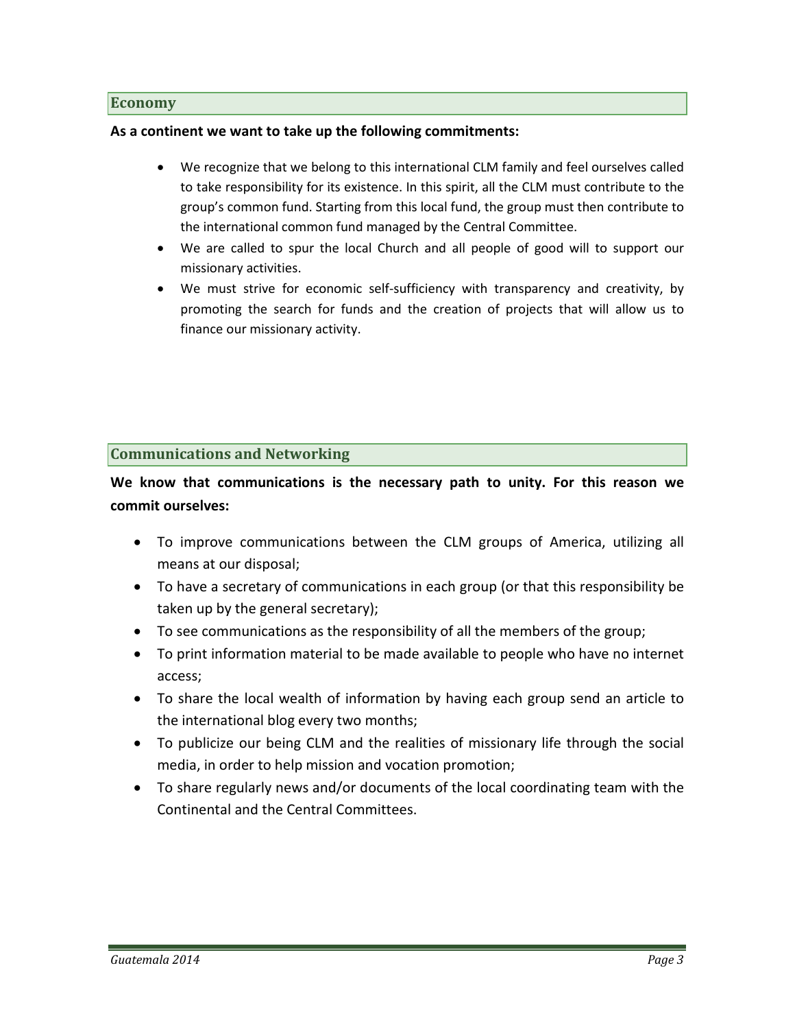## Economy

**As a continent we want to take up the following commitments:**

- We recognize that we belong to this international CLM family and feel ourselves called to take responsibility for its existence. In this spirit, all the CLM must contribute to the group's common fund. Starting from this local fund, the group must then contribute to the international common fund managed by the Central Committee.
- We are called to spur the local Church and all people of good will to support our missionary activities.
- We must strive for economic self-sufficiency with transparency and creativity, by promoting the search for funds and the creation of projects that will allow us to finance our missionary activity.

## Communications and Networking

**We know that communications is the necessary path to unity. For this reason we commit ourselves:**

- To improve communications between the CLM groups of America, utilizing all means at our disposal;
- To have a secretary of communications in each group (or that this responsibility be taken up by the general secretary);
- To see communications as the responsibility of all the members of the group;
- To print information material to be made available to people who have no internet access;
- To share the local wealth of information by having each group send an article to the international blog every two months;
- To publicize our being CLM and the realities of missionary life through the social media, in order to help mission and vocation promotion;
- To share regularly news and/or documents of the local coordinating team with the Continental and the Central Committees.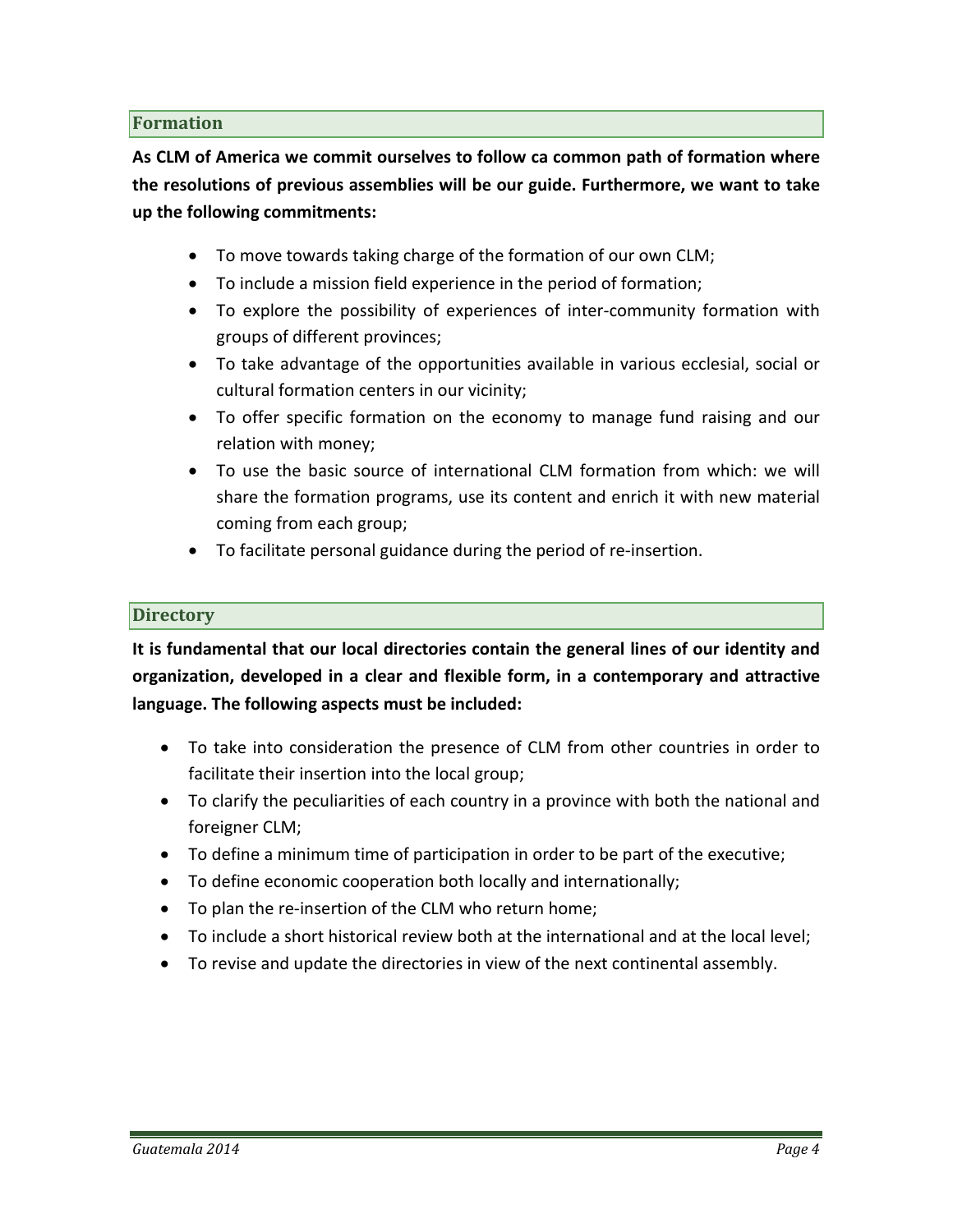## Formation

**As CLM of America we commit ourselves to follow ca common path of formation where the resolutions of previous assemblies will be our guide. Furthermore, we want to take up the following commitments:**

- To move towards taking charge of the formation of our own CLM;
- To include a mission field experience in the period of formation;
- To explore the possibility of experiences of inter-community formation with groups of different provinces;
- To take advantage of the opportunities available in various ecclesial, social or cultural formation centers in our vicinity;
- To offer specific formation on the economy to manage fund raising and our relation with money;
- To use the basic source of international CLM formation from which: we will share the formation programs, use its content and enrich it with new material coming from each group;
- To facilitate personal guidance during the period of re-insertion.

## Directory

**It is fundamental that our local directories contain the general lines of our identity and organization, developed in a clear and flexible form, in a contemporary and attractive language. The following aspects must be included:**

- To take into consideration the presence of CLM from other countries in order to facilitate their insertion into the local group;
- To clarify the peculiarities of each country in a province with both the national and foreigner CLM;
- To define a minimum time of participation in order to be part of the executive;
- To define economic cooperation both locally and internationally;
- To plan the re-insertion of the CLM who return home;
- To include a short historical review both at the international and at the local level;
- To revise and update the directories in view of the next continental assembly.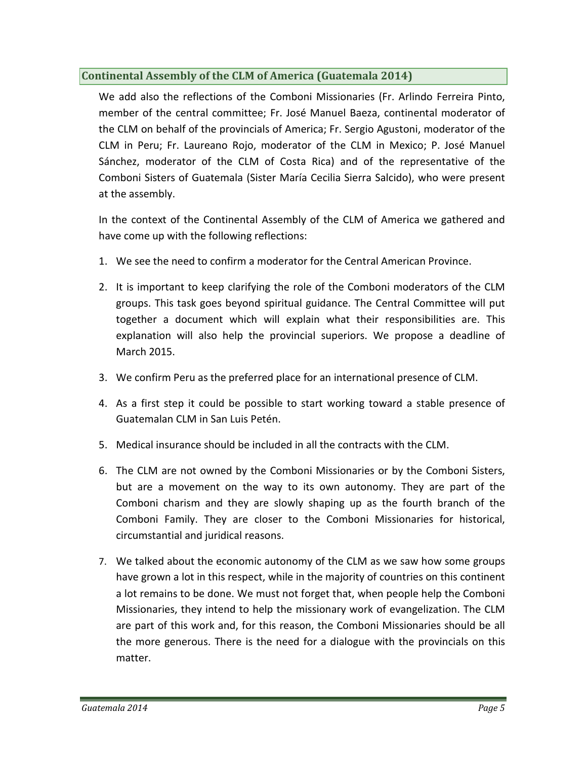## Continental Assembly of the CLM of America (Guatemala 2014)

We add also the reflections of the Comboni Missionaries (Fr. Arlindo Ferreira Pinto, member of the central committee; Fr. José Manuel Baeza, continental moderator of the CLM on behalf of the provincials of America; Fr. Sergio Agustoni, moderator of the CLM in Peru; Fr. Laureano Rojo, moderator of the CLM in Mexico; P. José Manuel Sánchez, moderator of the CLM of Costa Rica) and of the representative of the Comboni Sisters of Guatemala (Sister María Cecilia Sierra Salcido), who were present at the assembly.

In the context of the Continental Assembly of the CLM of America we gathered and have come up with the following reflections:

1. We see the need to confirm a moderator for the Central American Province.
2. It is important to keep clarifying the role of the Comboni moderators of the CLM groups. This task goes beyond spiritual guidance. The Central Committee will put together a document which will explain what their responsibilities are. This explanation will also help the provincial superiors. We propose a deadline of March 2015.
3. We confirm Peru as the preferred place for an international presence of CLM.
4. As a first step it could be possible to start working toward a stable presence of Guatemalan CLM in San Luis Petén.
5. Medical insurance should be included in all the contracts with the CLM.
6. The CLM are not owned by the Comboni Missionaries or by the Comboni Sisters, but are a movement on the way to its own autonomy. They are part of the Comboni charism and they are slowly shaping up as the fourth branch of the Comboni Family. They are closer to the Comboni Missionaries for historical, circumstantial and juridical reasons.
7. We talked about the economic autonomy of the CLM as we saw how some groups have grown a lot in this respect, while in the majority of countries on this continent a lot remains to be done. We must not forget that, when people help the Comboni Missionaries, they intend to help the missionary work of evangelization. The CLM are part of this work and, for this reason, the Comboni Missionaries should be all the more generous. There is the need for a dialogue with the provincials on this matter.